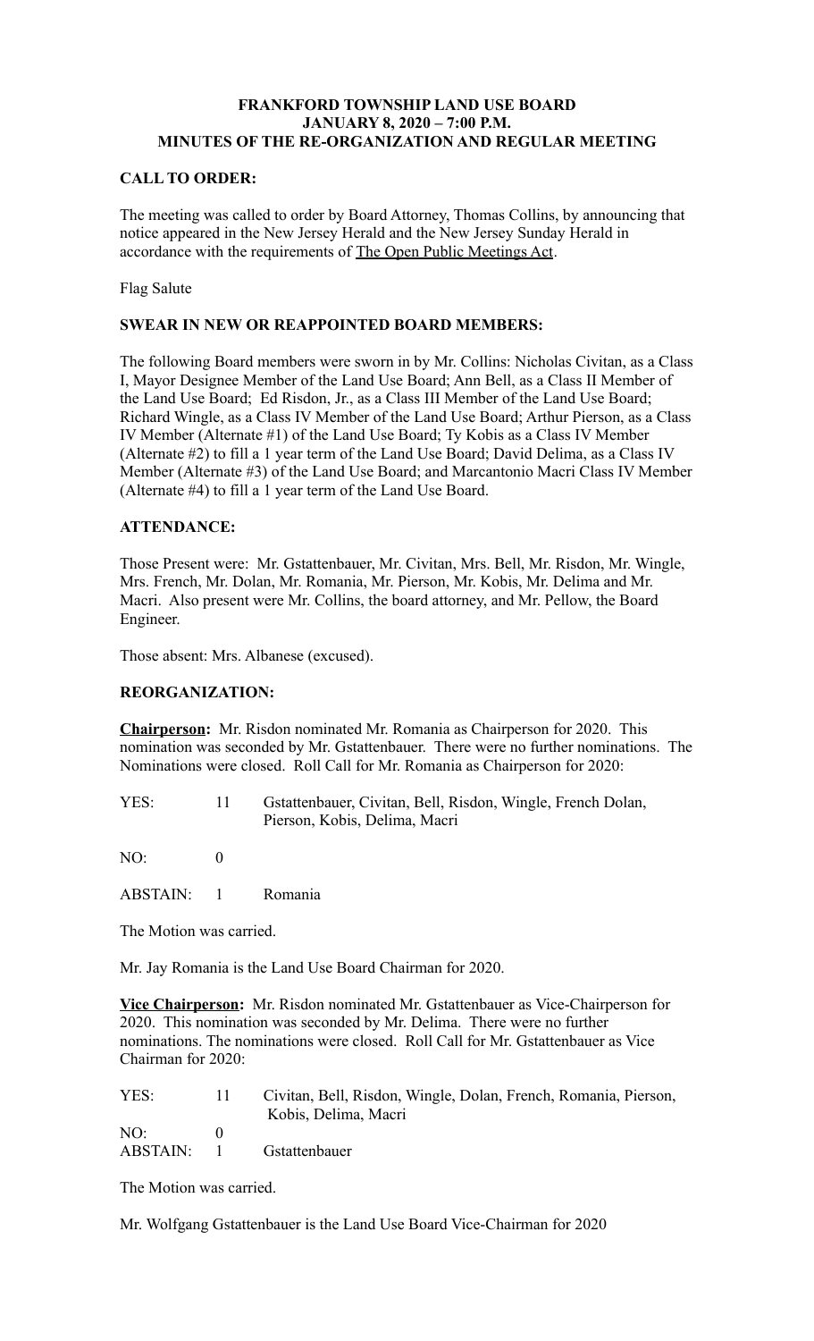**FRANKFORD TOWNSHIP LAND USE BOARD**
**JANUARY 8, 2020 – 7:00 P.M.**
**MINUTES OF THE RE-ORGANIZATION AND REGULAR MEETING**

**CALL TO ORDER:**

The meeting was called to order by Board Attorney, Thomas Collins, by announcing that notice appeared in the New Jersey Herald and the New Jersey Sunday Herald in accordance with the requirements of The Open Public Meetings Act.

Flag Salute

**SWEAR IN NEW OR REAPPOINTED BOARD MEMBERS:**

The following Board members were sworn in by Mr. Collins: Nicholas Civitan, as a Class I, Mayor Designee Member of the Land Use Board; Ann Bell, as a Class II Member of the Land Use Board; Ed Risdon, Jr., as a Class III Member of the Land Use Board; Richard Wingle, as a Class IV Member of the Land Use Board; Arthur Pierson, as a Class IV Member (Alternate #1) of the Land Use Board; Ty Kobis as a Class IV Member (Alternate #2) to fill a 1 year term of the Land Use Board; David Delima, as a Class IV Member (Alternate #3) of the Land Use Board; and Marcantonio Macri Class IV Member (Alternate #4) to fill a 1 year term of the Land Use Board.

**ATTENDANCE:**

Those Present were: Mr. Gstattenbauer, Mr. Civitan, Mrs. Bell, Mr. Risdon, Mr. Wingle, Mrs. French, Mr. Dolan, Mr. Romania, Mr. Pierson, Mr. Kobis, Mr. Delima and Mr. Macri. Also present were Mr. Collins, the board attorney, and Mr. Pellow, the Board Engineer.

Those absent: Mrs. Albanese (excused).

**REORGANIZATION:**

**Chairperson:** Mr. Risdon nominated Mr. Romania as Chairperson for 2020. This nomination was seconded by Mr. Gstattenbauer. There were no further nominations. The Nominations were closed. Roll Call for Mr. Romania as Chairperson for 2020:

| | | |
|---|---|---|
| YES: | 11 | Gstattenbauer, Civitan, Bell, Risdon, Wingle, French Dolan, Pierson, Kobis, Delima, Macri |
| NO: | 0 | |
| ABSTAIN: | 1 | Romania |

The Motion was carried.

Mr. Jay Romania is the Land Use Board Chairman for 2020.

**Vice Chairperson:** Mr. Risdon nominated Mr. Gstattenbauer as Vice-Chairperson for 2020. This nomination was seconded by Mr. Delima. There were no further nominations. The nominations were closed. Roll Call for Mr. Gstattenbauer as Vice Chairman for 2020:

| | | |
|---|---|---|
| YES: | 11 | Civitan, Bell, Risdon, Wingle, Dolan, French, Romania, Pierson, Kobis, Delima, Macri |
| NO: | 0 | |
| ABSTAIN: | 1 | Gstattenbauer |

The Motion was carried.

Mr. Wolfgang Gstattenbauer is the Land Use Board Vice-Chairman for 2020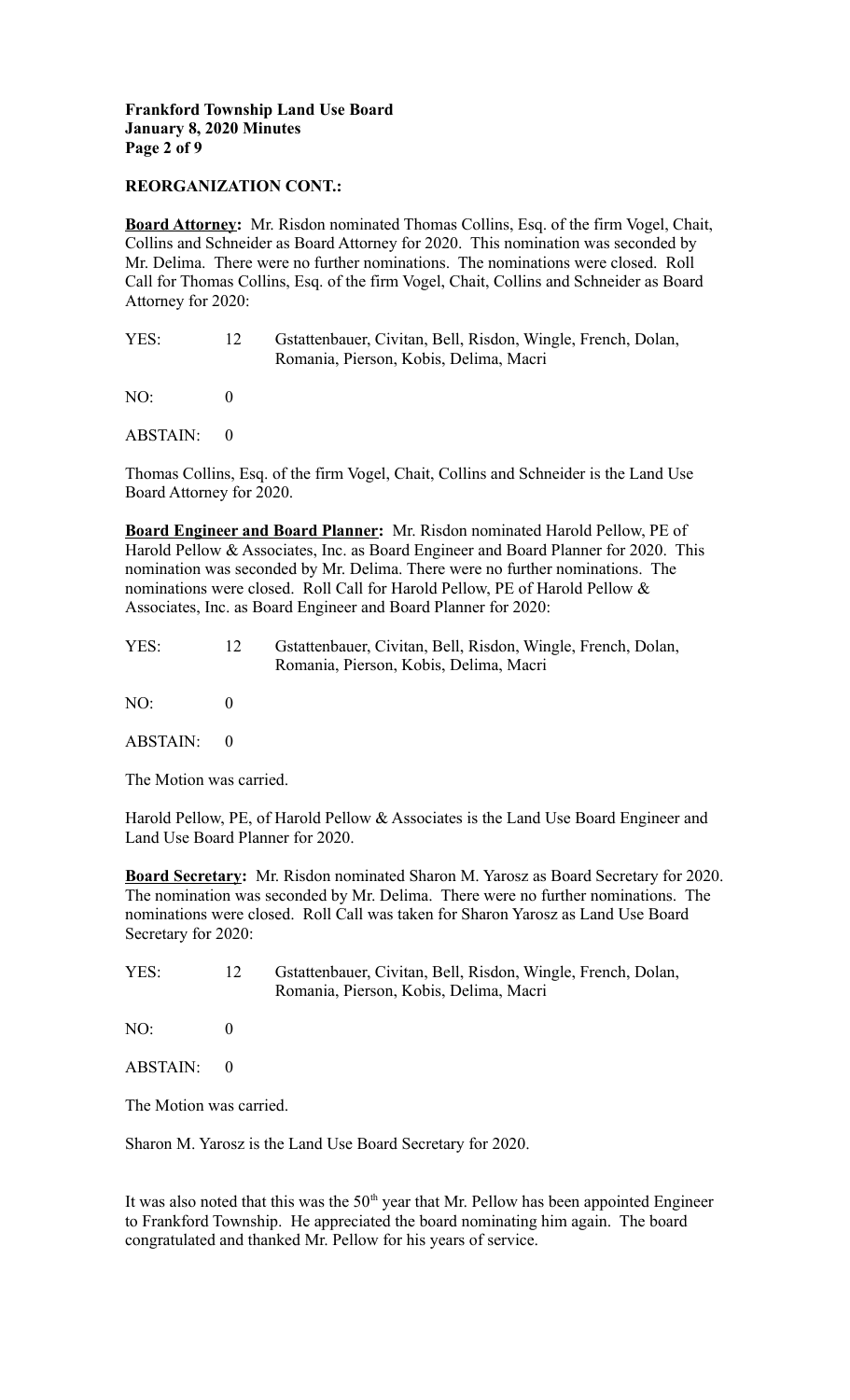**REORGANIZATION CONT.:**

**Board Attorney:** Mr. Risdon nominated Thomas Collins, Esq. of the firm Vogel, Chait, Collins and Schneider as Board Attorney for 2020. This nomination was seconded by Mr. Delima. There were no further nominations. The nominations were closed. Roll Call for Thomas Collins, Esq. of the firm Vogel, Chait, Collins and Schneider as Board Attorney for 2020:

YES: 12 Gstattenbauer, Civitan, Bell, Risdon, Wingle, French, Dolan, Romania, Pierson, Kobis, Delima, Macri

NO: 0

ABSTAIN: 0

Thomas Collins, Esq. of the firm Vogel, Chait, Collins and Schneider is the Land Use Board Attorney for 2020.

**Board Engineer and Board Planner:** Mr. Risdon nominated Harold Pellow, PE of Harold Pellow & Associates, Inc. as Board Engineer and Board Planner for 2020. This nomination was seconded by Mr. Delima. There were no further nominations. The nominations were closed. Roll Call for Harold Pellow, PE of Harold Pellow & Associates, Inc. as Board Engineer and Board Planner for 2020:

YES: 12 Gstattenbauer, Civitan, Bell, Risdon, Wingle, French, Dolan, Romania, Pierson, Kobis, Delima, Macri

NO: 0

ABSTAIN: 0

The Motion was carried.

Harold Pellow, PE, of Harold Pellow & Associates is the Land Use Board Engineer and Land Use Board Planner for 2020.

**Board Secretary:** Mr. Risdon nominated Sharon M. Yarosz as Board Secretary for 2020. The nomination was seconded by Mr. Delima. There were no further nominations. The nominations were closed. Roll Call was taken for Sharon Yarosz as Land Use Board Secretary for 2020:

YES: 12 Gstattenbauer, Civitan, Bell, Risdon, Wingle, French, Dolan, Romania, Pierson, Kobis, Delima, Macri

NO: 0

ABSTAIN: 0

The Motion was carried.

Sharon M. Yarosz is the Land Use Board Secretary for 2020.

It was also noted that this was the 50th year that Mr. Pellow has been appointed Engineer to Frankford Township. He appreciated the board nominating him again. The board congratulated and thanked Mr. Pellow for his years of service.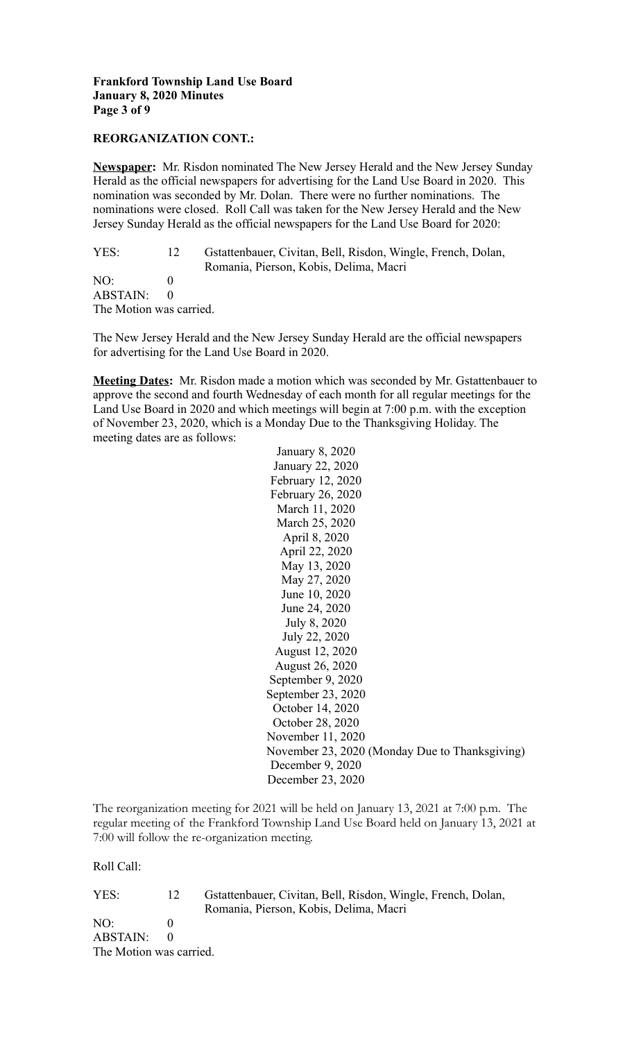**REORGANIZATION CONT.:**

**Newspaper:** Mr. Risdon nominated The New Jersey Herald and the New Jersey Sunday Herald as the official newspapers for advertising for the Land Use Board in 2020. This nomination was seconded by Mr. Dolan. There were no further nominations. The nominations were closed. Roll Call was taken for the New Jersey Herald and the New Jersey Sunday Herald as the official newspapers for the Land Use Board for 2020:

YES: 12 Gstattenbauer, Civitan, Bell, Risdon, Wingle, French, Dolan, Romania, Pierson, Kobis, Delima, Macri
NO: 0
ABSTAIN: 0
The Motion was carried.

The New Jersey Herald and the New Jersey Sunday Herald are the official newspapers for advertising for the Land Use Board in 2020.

**Meeting Dates:** Mr. Risdon made a motion which was seconded by Mr. Gstattenbauer to approve the second and fourth Wednesday of each month for all regular meetings for the Land Use Board in 2020 and which meetings will begin at 7:00 p.m. with the exception of November 23, 2020, which is a Monday Due to the Thanksgiving Holiday. The meeting dates are as follows:

January 8, 2020
January 22, 2020
February 12, 2020
February 26, 2020
March 11, 2020
March 25, 2020
April 8, 2020
April 22, 2020
May 13, 2020
May 27, 2020
June 10, 2020
June 24, 2020
July 8, 2020
July 22, 2020
August 12, 2020
August 26, 2020
September 9, 2020
September 23, 2020
October 14, 2020
October 28, 2020
November 11, 2020
November 23, 2020 (Monday Due to Thanksgiving)
December 9, 2020
December 23, 2020

The reorganization meeting for 2021 will be held on January 13, 2021 at 7:00 p.m. The regular meeting of the Frankford Township Land Use Board held on January 13, 2021 at 7:00 will follow the re-organization meeting.

Roll Call:

YES: 12 Gstattenbauer, Civitan, Bell, Risdon, Wingle, French, Dolan, Romania, Pierson, Kobis, Delima, Macri
NO: 0
ABSTAIN: 0
The Motion was carried.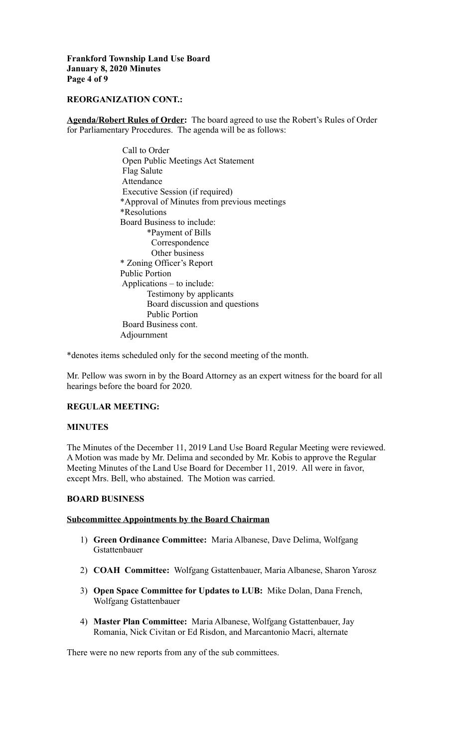**REORGANIZATION CONT.:**

**Agenda/Robert Rules of Order:** The board agreed to use the Robert's Rules of Order for Parliamentary Procedures. The agenda will be as follows:

- Call to Order
- Open Public Meetings Act Statement
- Flag Salute
- Attendance
- Executive Session (if required)
- *Approval of Minutes from previous meetings
- *Resolutions
- Board Business to include:
  - *Payment of Bills
  - Correspondence
  - Other business
- * Zoning Officer's Report
- Public Portion
- Applications – to include:
  - Testimony by applicants
  - Board discussion and questions
  - Public Portion
- Board Business cont.
- Adjournment

*denotes items scheduled only for the second meeting of the month.

Mr. Pellow was sworn in by the Board Attorney as an expert witness for the board for all hearings before the board for 2020.

**REGULAR MEETING:**

**MINUTES**

The Minutes of the December 11, 2019 Land Use Board Regular Meeting were reviewed. A Motion was made by Mr. Delima and seconded by Mr. Kobis to approve the Regular Meeting Minutes of the Land Use Board for December 11, 2019. All were in favor, except Mrs. Bell, who abstained. The Motion was carried.

**BOARD BUSINESS**

**Subcommittee Appointments by the Board Chairman**

1) **Green Ordinance Committee:** Maria Albanese, Dave Delima, Wolfgang Gstattenbauer

2) **COAH Committee:** Wolfgang Gstattenbauer, Maria Albanese, Sharon Yarosz

3) **Open Space Committee for Updates to LUB:** Mike Dolan, Dana French, Wolfgang Gstattenbauer

4) **Master Plan Committee:** Maria Albanese, Wolfgang Gstattenbauer, Jay Romania, Nick Civitan or Ed Risdon, and Marcantonio Macri, alternate

There were no new reports from any of the sub committees.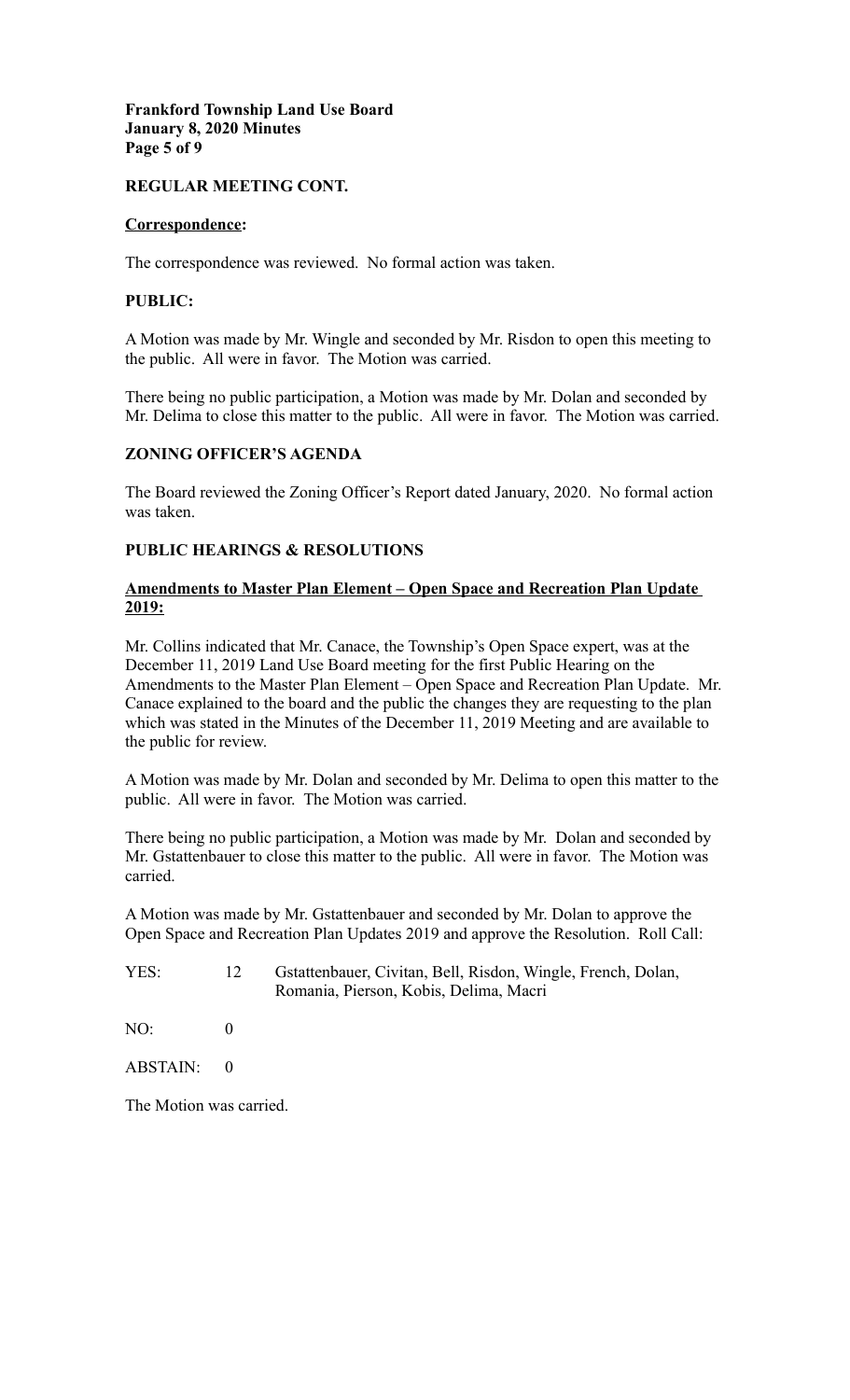**REGULAR MEETING CONT.**

**Correspondence:**

The correspondence was reviewed. No formal action was taken.

**PUBLIC:**

A Motion was made by Mr. Wingle and seconded by Mr. Risdon to open this meeting to the public. All were in favor. The Motion was carried.

There being no public participation, a Motion was made by Mr. Dolan and seconded by Mr. Delima to close this matter to the public. All were in favor. The Motion was carried.

**ZONING OFFICER'S AGENDA**

The Board reviewed the Zoning Officer's Report dated January, 2020. No formal action was taken.

**PUBLIC HEARINGS & RESOLUTIONS**

**Amendments to Master Plan Element – Open Space and Recreation Plan Update 2019:**

Mr. Collins indicated that Mr. Canace, the Township's Open Space expert, was at the December 11, 2019 Land Use Board meeting for the first Public Hearing on the Amendments to the Master Plan Element – Open Space and Recreation Plan Update. Mr. Canace explained to the board and the public the changes they are requesting to the plan which was stated in the Minutes of the December 11, 2019 Meeting and are available to the public for review.

A Motion was made by Mr. Dolan and seconded by Mr. Delima to open this matter to the public. All were in favor. The Motion was carried.

There being no public participation, a Motion was made by Mr. Dolan and seconded by Mr. Gstattenbauer to close this matter to the public. All were in favor. The Motion was carried.

A Motion was made by Mr. Gstattenbauer and seconded by Mr. Dolan to approve the Open Space and Recreation Plan Updates 2019 and approve the Resolution. Roll Call:

YES: 12 Gstattenbauer, Civitan, Bell, Risdon, Wingle, French, Dolan, Romania, Pierson, Kobis, Delima, Macri

NO: 0

ABSTAIN: 0

The Motion was carried.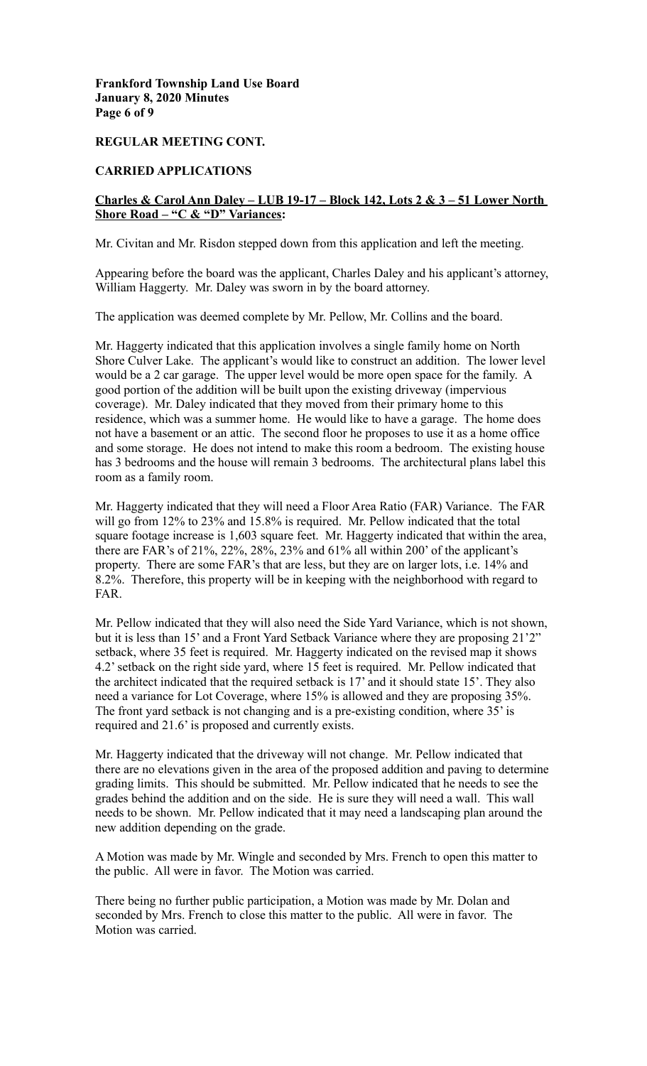**REGULAR MEETING CONT.**

**CARRIED APPLICATIONS**

**Charles & Carol Ann Daley – LUB 19-17 – Block 142, Lots 2 & 3 – 51 Lower North Shore Road – "C & "D" Variances:**

Mr. Civitan and Mr. Risdon stepped down from this application and left the meeting.

Appearing before the board was the applicant, Charles Daley and his applicant's attorney, William Haggerty. Mr. Daley was sworn in by the board attorney.

The application was deemed complete by Mr. Pellow, Mr. Collins and the board.

Mr. Haggerty indicated that this application involves a single family home on North Shore Culver Lake. The applicant's would like to construct an addition. The lower level would be a 2 car garage. The upper level would be more open space for the family. A good portion of the addition will be built upon the existing driveway (impervious coverage). Mr. Daley indicated that they moved from their primary home to this residence, which was a summer home. He would like to have a garage. The home does not have a basement or an attic. The second floor he proposes to use it as a home office and some storage. He does not intend to make this room a bedroom. The existing house has 3 bedrooms and the house will remain 3 bedrooms. The architectural plans label this room as a family room.

Mr. Haggerty indicated that they will need a Floor Area Ratio (FAR) Variance. The FAR will go from 12% to 23% and 15.8% is required. Mr. Pellow indicated that the total square footage increase is 1,603 square feet. Mr. Haggerty indicated that within the area, there are FAR's of 21%, 22%, 28%, 23% and 61% all within 200' of the applicant's property. There are some FAR's that are less, but they are on larger lots, i.e. 14% and 8.2%. Therefore, this property will be in keeping with the neighborhood with regard to FAR.

Mr. Pellow indicated that they will also need the Side Yard Variance, which is not shown, but it is less than 15' and a Front Yard Setback Variance where they are proposing 21'2" setback, where 35 feet is required. Mr. Haggerty indicated on the revised map it shows 4.2' setback on the right side yard, where 15 feet is required. Mr. Pellow indicated that the architect indicated that the required setback is 17' and it should state 15'. They also need a variance for Lot Coverage, where 15% is allowed and they are proposing 35%. The front yard setback is not changing and is a pre-existing condition, where 35' is required and 21.6' is proposed and currently exists.

Mr. Haggerty indicated that the driveway will not change. Mr. Pellow indicated that there are no elevations given in the area of the proposed addition and paving to determine grading limits. This should be submitted. Mr. Pellow indicated that he needs to see the grades behind the addition and on the side. He is sure they will need a wall. This wall needs to be shown. Mr. Pellow indicated that it may need a landscaping plan around the new addition depending on the grade.

A Motion was made by Mr. Wingle and seconded by Mrs. French to open this matter to the public. All were in favor. The Motion was carried.

There being no further public participation, a Motion was made by Mr. Dolan and seconded by Mrs. French to close this matter to the public. All were in favor. The Motion was carried.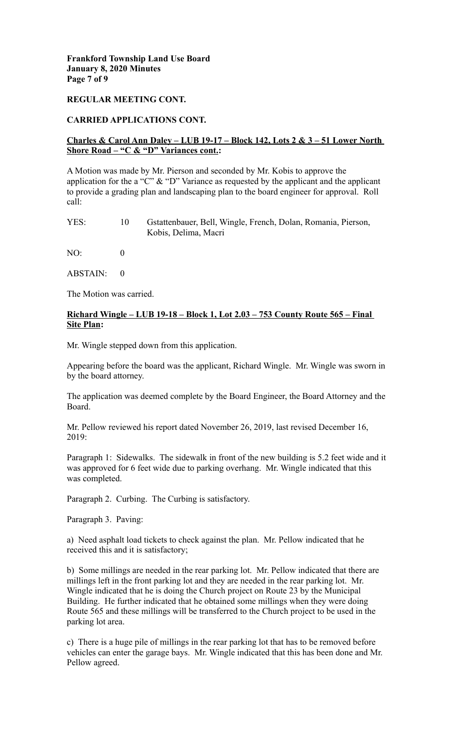**REGULAR MEETING CONT.**

**CARRIED APPLICATIONS CONT.**

**Charles & Carol Ann Daley – LUB 19-17 – Block 142, Lots 2 & 3 – 51 Lower North Shore Road – "C & "D" Variances cont.:**

A Motion was made by Mr. Pierson and seconded by Mr. Kobis to approve the application for the a "C" & "D" Variance as requested by the applicant and the applicant to provide a grading plan and landscaping plan to the board engineer for approval. Roll call:

YES: 10 Gstattenbauer, Bell, Wingle, French, Dolan, Romania, Pierson, Kobis, Delima, Macri

NO: 0

ABSTAIN: 0

The Motion was carried.

**Richard Wingle – LUB 19-18 – Block 1, Lot 2.03 – 753 County Route 565 – Final Site Plan:**

Mr. Wingle stepped down from this application.

Appearing before the board was the applicant, Richard Wingle. Mr. Wingle was sworn in by the board attorney.

The application was deemed complete by the Board Engineer, the Board Attorney and the Board.

Mr. Pellow reviewed his report dated November 26, 2019, last revised December 16, 2019:

Paragraph 1: Sidewalks. The sidewalk in front of the new building is 5.2 feet wide and it was approved for 6 feet wide due to parking overhang. Mr. Wingle indicated that this was completed.

Paragraph 2. Curbing. The Curbing is satisfactory.

Paragraph 3. Paving:

a) Need asphalt load tickets to check against the plan. Mr. Pellow indicated that he received this and it is satisfactory;

b) Some millings are needed in the rear parking lot. Mr. Pellow indicated that there are millings left in the front parking lot and they are needed in the rear parking lot. Mr. Wingle indicated that he is doing the Church project on Route 23 by the Municipal Building. He further indicated that he obtained some millings when they were doing Route 565 and these millings will be transferred to the Church project to be used in the parking lot area.

c) There is a huge pile of millings in the rear parking lot that has to be removed before vehicles can enter the garage bays. Mr. Wingle indicated that this has been done and Mr. Pellow agreed.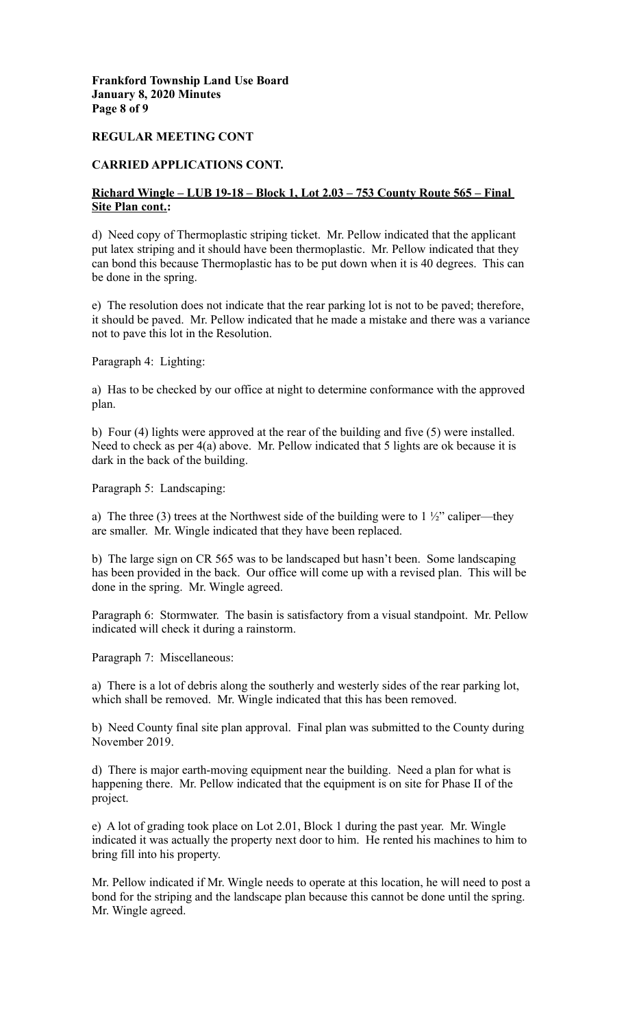**REGULAR MEETING CONT**

**CARRIED APPLICATIONS CONT.**

**Richard Wingle – LUB 19-18 – Block 1, Lot 2.03 – 753 County Route 565 – Final Site Plan cont.:**

d) Need copy of Thermoplastic striping ticket. Mr. Pellow indicated that the applicant put latex striping and it should have been thermoplastic. Mr. Pellow indicated that they can bond this because Thermoplastic has to be put down when it is 40 degrees. This can be done in the spring.

e) The resolution does not indicate that the rear parking lot is not to be paved; therefore, it should be paved. Mr. Pellow indicated that he made a mistake and there was a variance not to pave this lot in the Resolution.

Paragraph 4: Lighting:

a) Has to be checked by our office at night to determine conformance with the approved plan.

b) Four (4) lights were approved at the rear of the building and five (5) were installed. Need to check as per 4(a) above. Mr. Pellow indicated that 5 lights are ok because it is dark in the back of the building.

Paragraph 5: Landscaping:

a) The three (3) trees at the Northwest side of the building were to 1 ½" caliper—they are smaller. Mr. Wingle indicated that they have been replaced.

b) The large sign on CR 565 was to be landscaped but hasn't been. Some landscaping has been provided in the back. Our office will come up with a revised plan. This will be done in the spring. Mr. Wingle agreed.

Paragraph 6: Stormwater. The basin is satisfactory from a visual standpoint. Mr. Pellow indicated will check it during a rainstorm.

Paragraph 7: Miscellaneous:

a) There is a lot of debris along the southerly and westerly sides of the rear parking lot, which shall be removed. Mr. Wingle indicated that this has been removed.

b) Need County final site plan approval. Final plan was submitted to the County during November 2019.

d) There is major earth-moving equipment near the building. Need a plan for what is happening there. Mr. Pellow indicated that the equipment is on site for Phase II of the project.

e) A lot of grading took place on Lot 2.01, Block 1 during the past year. Mr. Wingle indicated it was actually the property next door to him. He rented his machines to him to bring fill into his property.

Mr. Pellow indicated if Mr. Wingle needs to operate at this location, he will need to post a bond for the striping and the landscape plan because this cannot be done until the spring. Mr. Wingle agreed.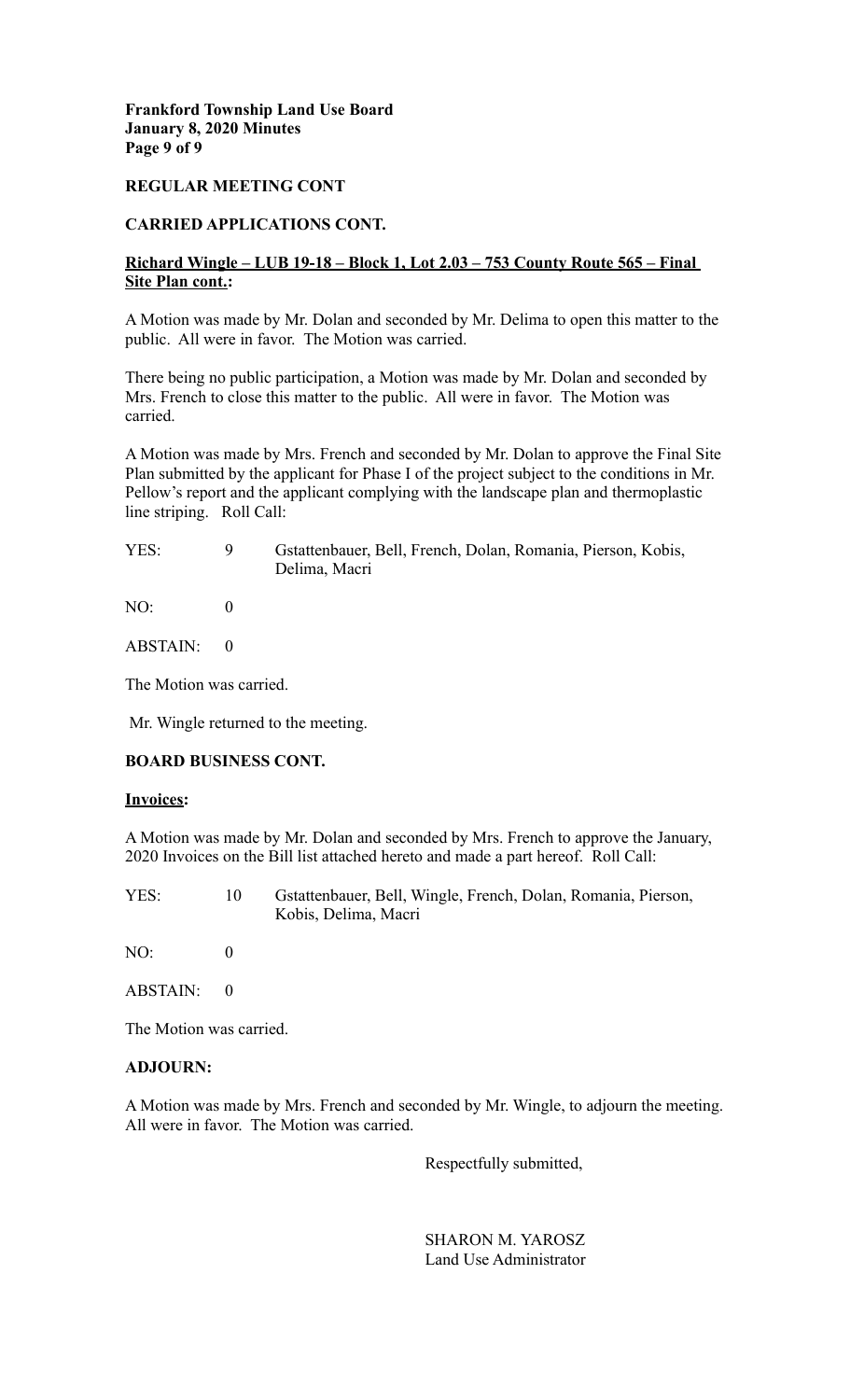**REGULAR MEETING CONT**

**CARRIED APPLICATIONS CONT.**

**<u>Richard Wingle – LUB 19-18 – Block 1, Lot 2.03 – 753 County Route 565 – Final Site Plan cont.</u>:**

A Motion was made by Mr. Dolan and seconded by Mr. Delima to open this matter to the public. All were in favor. The Motion was carried.

There being no public participation, a Motion was made by Mr. Dolan and seconded by Mrs. French to close this matter to the public. All were in favor. The Motion was carried.

A Motion was made by Mrs. French and seconded by Mr. Dolan to approve the Final Site Plan submitted by the applicant for Phase I of the project subject to the conditions in Mr. Pellow's report and the applicant complying with the landscape plan and thermoplastic line striping. Roll Call:

| | | |
|---|---|---|
| YES: | 9 | Gstattenbauer, Bell, French, Dolan, Romania, Pierson, Kobis, Delima, Macri |
| NO: | 0 | |
| ABSTAIN: | 0 | |

The Motion was carried.

Mr. Wingle returned to the meeting.

**BOARD BUSINESS CONT.**

**<u>Invoices</u>:**

A Motion was made by Mr. Dolan and seconded by Mrs. French to approve the January, 2020 Invoices on the Bill list attached hereto and made a part hereof. Roll Call:

| | | |
|---|---|---|
| YES: | 10 | Gstattenbauer, Bell, Wingle, French, Dolan, Romania, Pierson, Kobis, Delima, Macri |
| NO: | 0 | |
| ABSTAIN: | 0 | |

The Motion was carried.

**ADJOURN:**

A Motion was made by Mrs. French and seconded by Mr. Wingle, to adjourn the meeting. All were in favor. The Motion was carried.

Respectfully submitted,

SHARON M. YAROSZ
Land Use Administrator